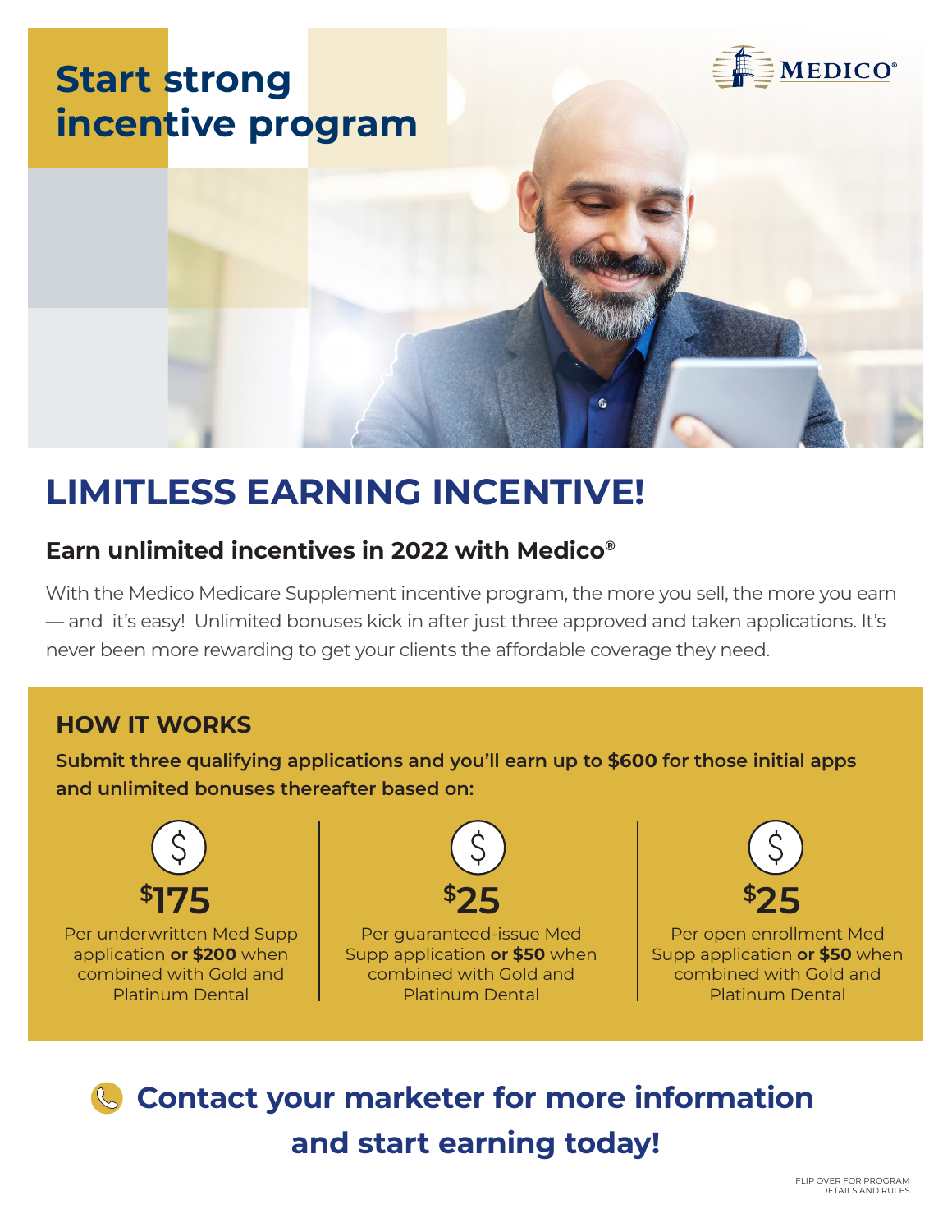# Start strong incentive program

MEDICO®

## LIMITLESS EARNING INCENTIVE!

### Earn unlimited incentives in 2022 with Medico®

With the Medico Medicare Supplement incentive program, the more you sell, the more you earn — and it's easy! Unlimited bonuses kick in after just three approved and taken applications. It's never been more rewarding to get your clients the affordable coverage they need.

### HOW IT WORKS

**Submit three qualifying applications and you'll earn up to $600 for those initial apps and unlimited bonuses thereafter based on:**

**$175**

Per underwritten Med Supp application **or $200** when combined with Gold and Platinum Dental

**$25**

Per guaranteed-issue Med Supp application **or $50** when combined with Gold and Platinum Dental

**$25**

Per open enrollment Med Supp application **or $50** when combined with Gold and Platinum Dental

## Contact your marketer for more information and start earning today!

FLIP OVER FOR PROGRAM DETAILS AND RULES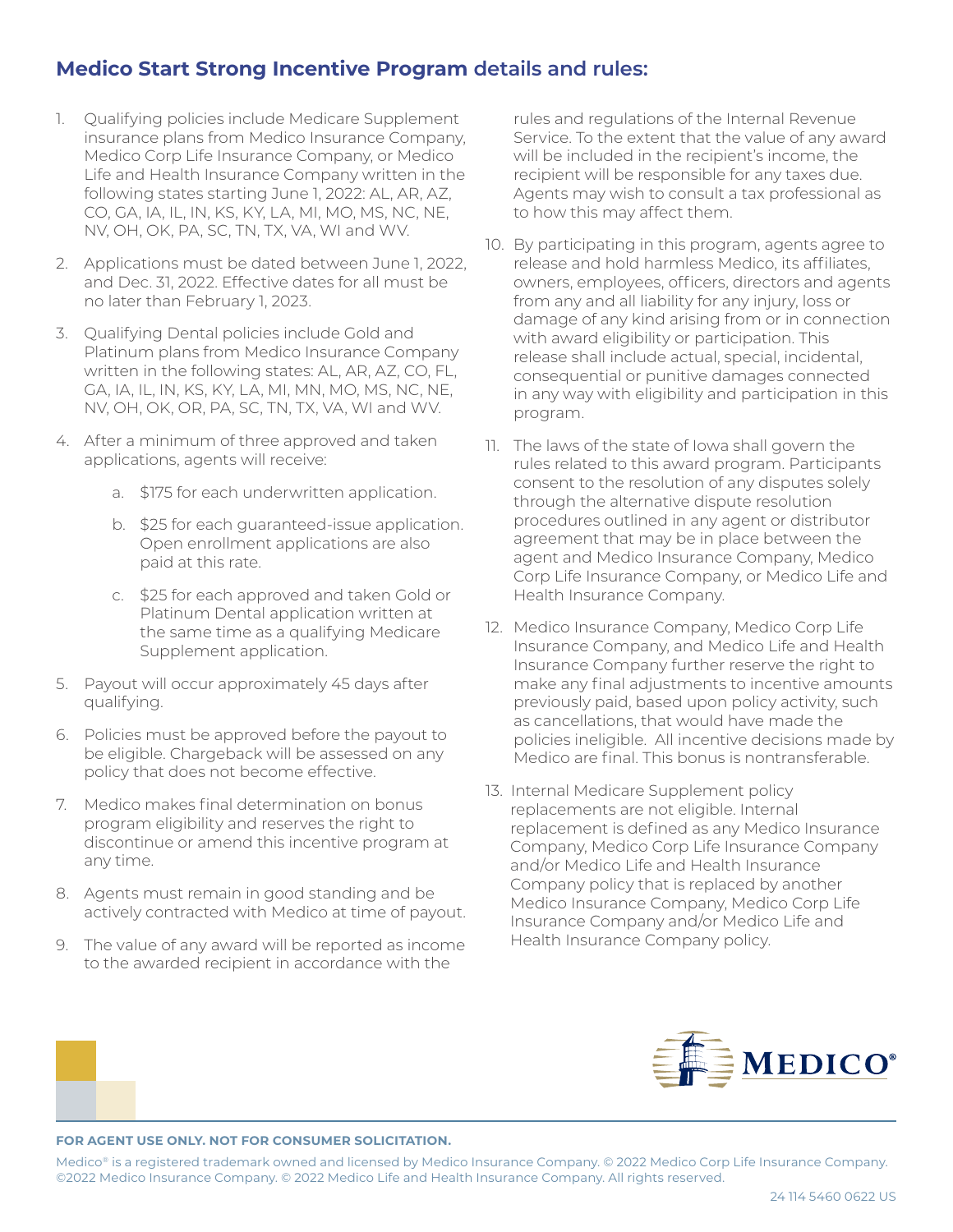## **Medico Start Strong Incentive Program** details and rules:

1. Qualifying policies include Medicare Supplement insurance plans from Medico Insurance Company, Medico Corp Life Insurance Company, or Medico Life and Health Insurance Company written in the following states starting June 1, 2022: AL, AR, AZ, CO, GA, IA, IL, IN, KS, KY, LA, MI, MO, MS, NC, NE, NV, OH, OK, PA, SC, TN, TX, VA, WI and WV.
2. Applications must be dated between June 1, 2022, and Dec. 31, 2022. Effective dates for all must be no later than February 1, 2023.
3. Qualifying Dental policies include Gold and Platinum plans from Medico Insurance Company written in the following states: AL, AR, AZ, CO, FL, GA, IA, IL, IN, KS, KY, LA, MI, MN, MO, MS, NC, NE, NV, OH, OK, OR, PA, SC, TN, TX, VA, WI and WV.
4. After a minimum of three approved and taken applications, agents will receive:
    a. $175 for each underwritten application.
    b. $25 for each guaranteed-issue application. Open enrollment applications are also paid at this rate.
    c. $25 for each approved and taken Gold or Platinum Dental application written at the same time as a qualifying Medicare Supplement application.
5. Payout will occur approximately 45 days after qualifying.
6. Policies must be approved before the payout to be eligible. Chargeback will be assessed on any policy that does not become effective.
7. Medico makes final determination on bonus program eligibility and reserves the right to discontinue or amend this incentive program at any time.
8. Agents must remain in good standing and be actively contracted with Medico at time of payout.
9. The value of any award will be reported as income to the awarded recipient in accordance with the rules and regulations of the Internal Revenue Service. To the extent that the value of any award will be included in the recipient's income, the recipient will be responsible for any taxes due. Agents may wish to consult a tax professional as to how this may affect them.
10. By participating in this program, agents agree to release and hold harmless Medico, its affiliates, owners, employees, officers, directors and agents from any and all liability for any injury, loss or damage of any kind arising from or in connection with award eligibility or participation. This release shall include actual, special, incidental, consequential or punitive damages connected in any way with eligibility and participation in this program.
11. The laws of the state of Iowa shall govern the rules related to this award program. Participants consent to the resolution of any disputes solely through the alternative dispute resolution procedures outlined in any agent or distributor agreement that may be in place between the agent and Medico Insurance Company, Medico Corp Life Insurance Company, or Medico Life and Health Insurance Company.
12. Medico Insurance Company, Medico Corp Life Insurance Company, and Medico Life and Health Insurance Company further reserve the right to make any final adjustments to incentive amounts previously paid, based upon policy activity, such as cancellations, that would have made the policies ineligible. All incentive decisions made by Medico are final. This bonus is nontransferable.
13. Internal Medicare Supplement policy replacements are not eligible. Internal replacement is defined as any Medico Insurance Company, Medico Corp Life Insurance Company and/or Medico Life and Health Insurance Company policy that is replaced by another Medico Insurance Company, Medico Corp Life Insurance Company and/or Medico Life and Health Insurance Company policy.

MEDICO®

**FOR AGENT USE ONLY. NOT FOR CONSUMER SOLICITATION.**

Medico® is a registered trademark owned and licensed by Medico Insurance Company. © 2022 Medico Corp Life Insurance Company. ©2022 Medico Insurance Company. © 2022 Medico Life and Health Insurance Company. All rights reserved.

24 114 5460 0622 US